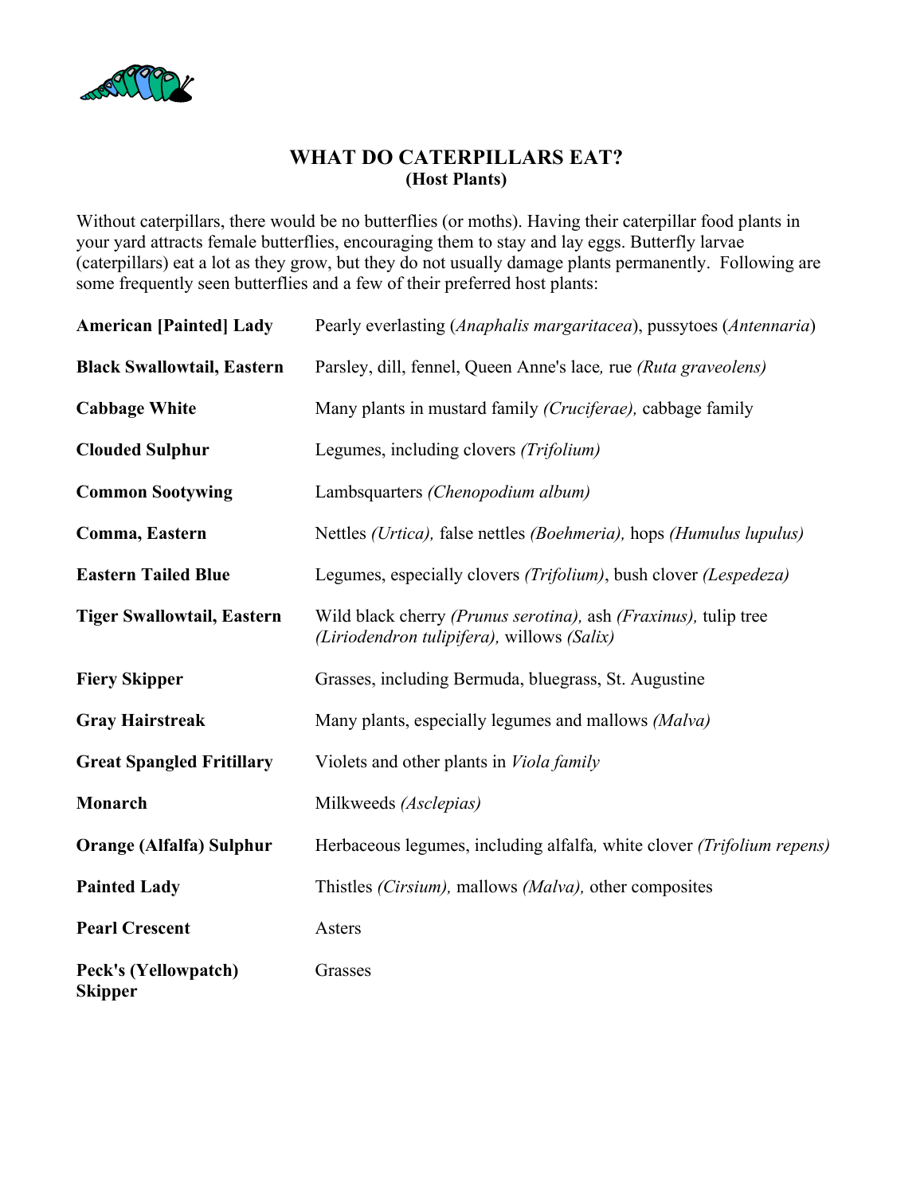# WHAT DO CATERPILLARS EAT?
## (Host Plants)

Without caterpillars, there would be no butterflies (or moths). Having their caterpillar food plants in your yard attracts female butterflies, encouraging them to stay and lay eggs. Butterfly larvae (caterpillars) eat a lot as they grow, but they do not usually damage plants permanently. Following are some frequently seen butterflies and a few of their preferred host plants:

| | |
|---|---|
| **American [Painted] Lady** | Pearly everlasting (*Anaphalis margaritacea*), pussytoes (*Antennaria*) |
| **Black Swallowtail, Eastern** | Parsley, dill, fennel, Queen Anne's lace, rue *(Ruta graveolens)* |
| **Cabbage White** | Many plants in mustard family *(Cruciferae),* cabbage family |
| **Clouded Sulphur** | Legumes, including clovers *(Trifolium)* |
| **Common Sootywing** | Lambsquarters *(Chenopodium album)* |
| **Comma, Eastern** | Nettles *(Urtica),* false nettles *(Boehmeria),* hops *(Humulus lupulus)* |
| **Eastern Tailed Blue** | Legumes, especially clovers *(Trifolium)*, bush clover *(Lespedeza)* |
| **Tiger Swallowtail, Eastern** | Wild black cherry *(Prunus serotina),* ash *(Fraxinus),* tulip tree *(Liriodendron tulipifera),* willows *(Salix)* |
| **Fiery Skipper** | Grasses, including Bermuda, bluegrass, St. Augustine |
| **Gray Hairstreak** | Many plants, especially legumes and mallows *(Malva)* |
| **Great Spangled Fritillary** | Violets and other plants in *Viola family* |
| **Monarch** | Milkweeds *(Asclepias)* |
| **Orange (Alfalfa) Sulphur** | Herbaceous legumes, including alfalfa, white clover *(Trifolium repens)* |
| **Painted Lady** | Thistles *(Cirsium),* mallows *(Malva),* other composites |
| **Pearl Crescent** | Asters |
| **Peck's (Yellowpatch) Skipper** | Grasses |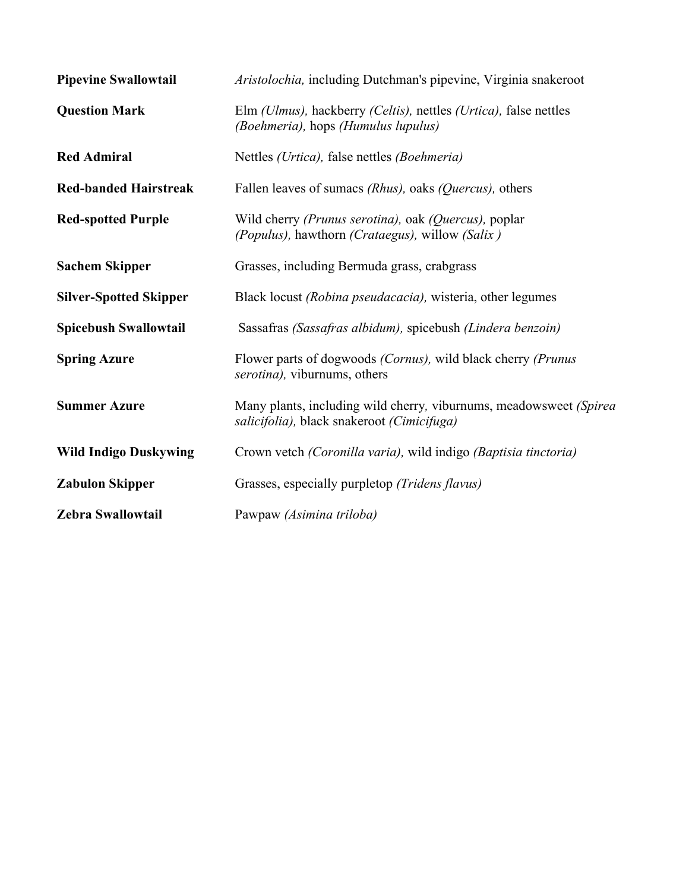| | |
|---|---|
| **Pipevine Swallowtail** | *Aristolochia,* including Dutchman's pipevine, Virginia snakeroot |
| **Question Mark** | Elm *(Ulmus),* hackberry *(Celtis),* nettles *(Urtica),* false nettles *(Boehmeria),* hops *(Humulus lupulus)* |
| **Red Admiral** | Nettles *(Urtica),* false nettles *(Boehmeria)* |
| **Red-banded Hairstreak** | Fallen leaves of sumacs *(Rhus),* oaks *(Quercus),* others |
| **Red-spotted Purple** | Wild cherry *(Prunus serotina),* oak *(Quercus),* poplar *(Populus),* hawthorn *(Crataegus),* willow *(Salix )* |
| **Sachem Skipper** | Grasses, including Bermuda grass, crabgrass |
| **Silver-Spotted Skipper** | Black locust *(Robina pseudacacia),* wisteria, other legumes |
| **Spicebush Swallowtail** | Sassafras *(Sassafras albidum),* spicebush *(Lindera benzoin)* |
| **Spring Azure** | Flower parts of dogwoods *(Cornus),* wild black cherry *(Prunus serotina),* viburnums, others |
| **Summer Azure** | Many plants, including wild cherry, viburnums, meadowsweet *(Spirea salicifolia),* black snakeroot *(Cimicifuga)* |
| **Wild Indigo Duskywing** | Crown vetch *(Coronilla varia),* wild indigo *(Baptisia tinctoria)* |
| **Zabulon Skipper** | Grasses, especially purpletop *(Tridens flavus)* |
| **Zebra Swallowtail** | Pawpaw *(Asimina triloba)* |